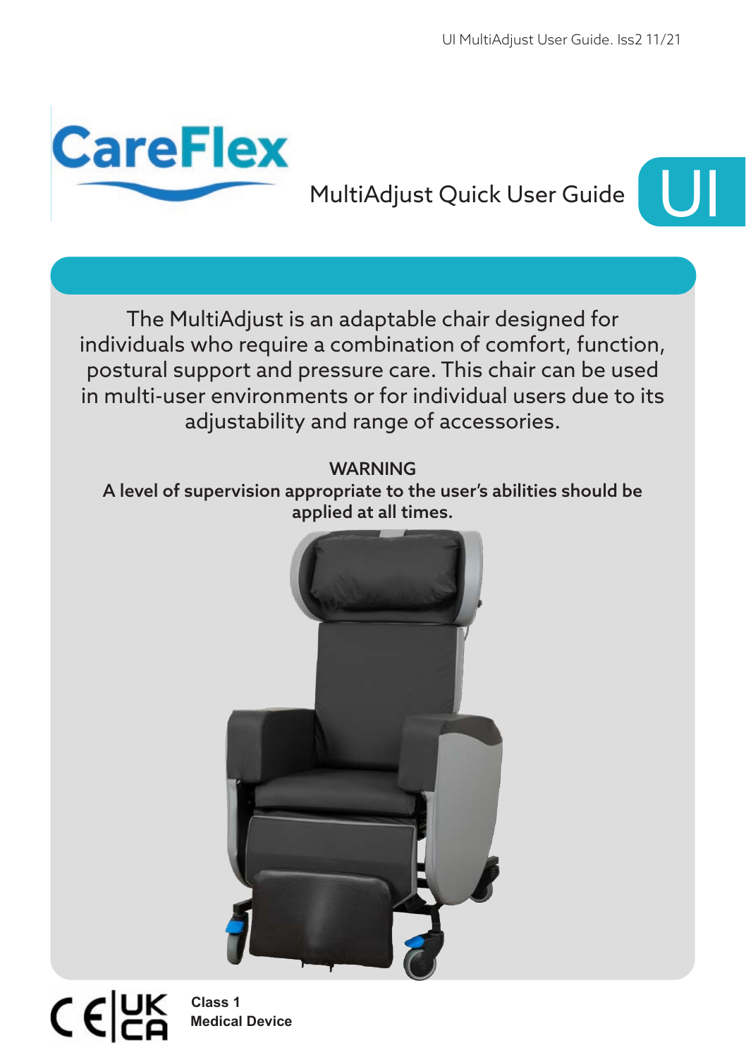UI MultiAdjust User Guide. Iss2 11/21

# CareFlex

## MultiAdjust Quick User Guide

UI

The MultiAdjust is an adaptable chair designed for individuals who require a combination of comfort, function, postural support and pressure care. This chair can be used in multi-user environments or for individual users due to its adjustability and range of accessories.

**WARNING**
**A level of supervision appropriate to the user's abilities should be applied at all times.**

CE UKCA

**Class 1**
**Medical Device**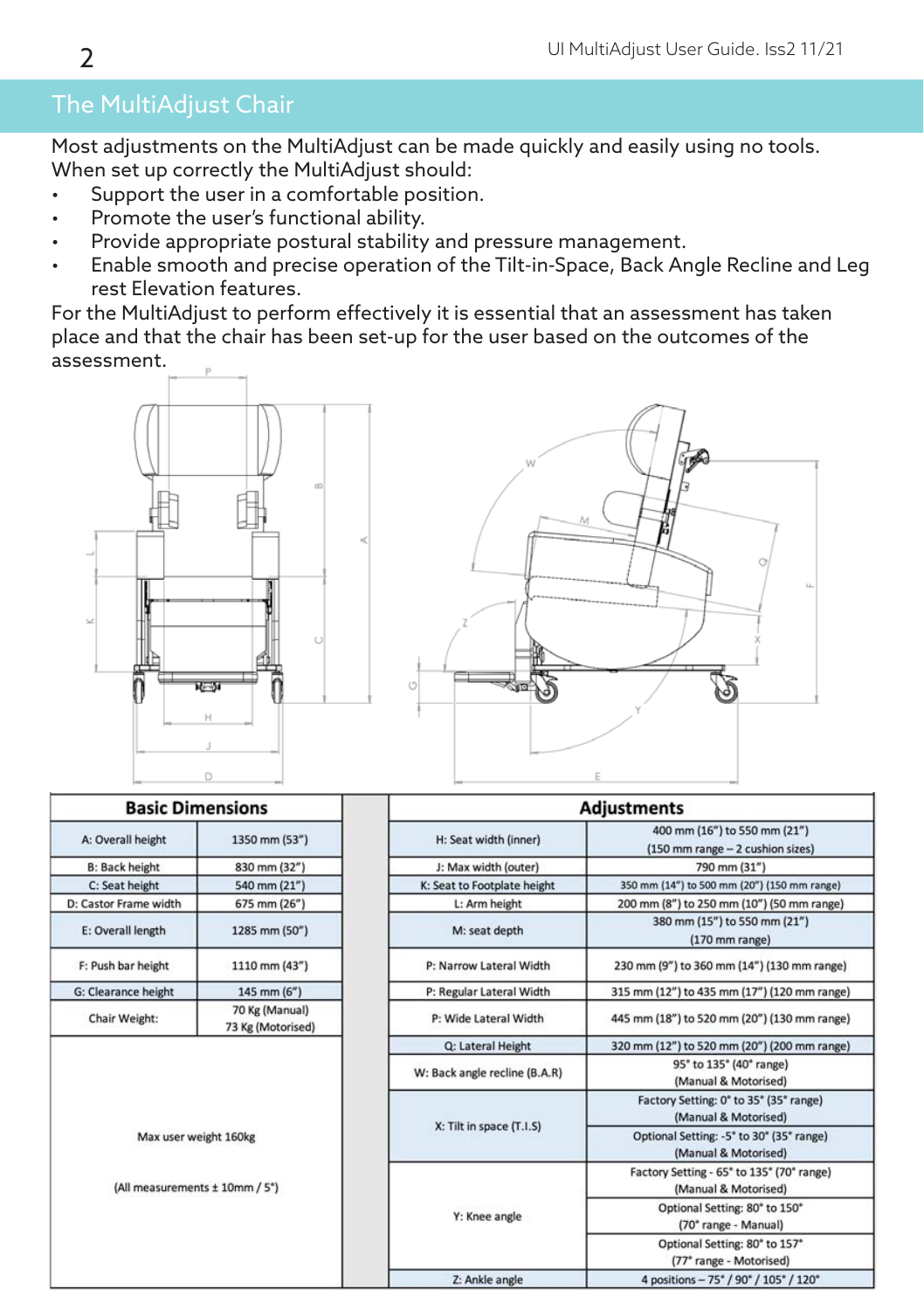## The MultiAdjust Chair

Most adjustments on the MultiAdjust can be made quickly and easily using no tools. When set up correctly the MultiAdjust should:

- Support the user in a comfortable position.
- Promote the user's functional ability.
- Provide appropriate postural stability and pressure management.
- Enable smooth and precise operation of the Tilt-in-Space, Back Angle Recline and Leg rest Elevation features.

For the MultiAdjust to perform effectively it is essential that an assessment has taken place and that the chair has been set-up for the user based on the outcomes of the assessment.

| Basic Dimensions | |
|---|---|
| A: Overall height | 1350 mm (53") |
| B: Back height | 830 mm (32") |
| C: Seat height | 540 mm (21") |
| D: Castor Frame width | 675 mm (26") |
| E: Overall length | 1285 mm (50") |
| F: Push bar height | 1110 mm (43") |
| G: Clearance height | 145 mm (6") |
| Chair Weight: | 70 Kg (Manual) 73 Kg (Motorised) |
| Max user weight 160kg | |
| (All measurements ± 10mm / 5°) | |

| Adjustments | |
|---|---|
| H: Seat width (inner) | 400 mm (16") to 550 mm (21") (150 mm range – 2 cushion sizes) |
| J: Max width (outer) | 790 mm (31") |
| K: Seat to Footplate height | 350 mm (14") to 500 mm (20") (150 mm range) |
| L: Arm height | 200 mm (8") to 250 mm (10") (50 mm range) |
| M: seat depth | 380 mm (15") to 550 mm (21") (170 mm range) |
| P: Narrow Lateral Width | 230 mm (9") to 360 mm (14") (130 mm range) |
| P: Regular Lateral Width | 315 mm (12") to 435 mm (17") (120 mm range) |
| P: Wide Lateral Width | 445 mm (18") to 520 mm (20") (130 mm range) |
| Q: Lateral Height | 320 mm (12") to 520 mm (20") (200 mm range) |
| W: Back angle recline (B.A.R) | 95° to 135° (40° range) (Manual & Motorised) |
| X: Tilt in space (T.I.S) | Factory Setting: 0° to 35° (35° range) (Manual & Motorised) |
| | Optional Setting: -5° to 30° (35° range) (Manual & Motorised) |
| Y: Knee angle | Factory Setting - 65° to 135° (70° range) (Manual & Motorised) |
| | Optional Setting: 80° to 150° (70° range - Manual) |
| | Optional Setting: 80° to 157° (77° range - Motorised) |
| Z: Ankle angle | 4 positions – 75° / 90° / 105° / 120° |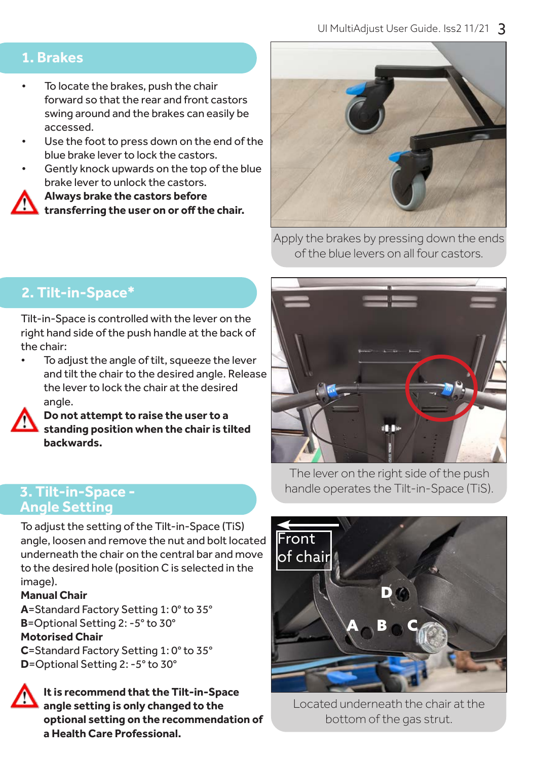## 1. Brakes

- To locate the brakes, push the chair forward so that the rear and front castors swing around and the brakes can easily be accessed.
- Use the foot to press down on the end of the blue brake lever to lock the castors.
- Gently knock upwards on the top of the blue brake lever to unlock the castors.

⚠ **Always brake the castors before transferring the user on or off the chair.**

Apply the brakes by pressing down the ends of the blue levers on all four castors.

## 2. Tilt-in-Space*

Tilt-in-Space is controlled with the lever on the right hand side of the push handle at the back of the chair:

- To adjust the angle of tilt, squeeze the lever and tilt the chair to the desired angle. Release the lever to lock the chair at the desired angle.

⚠ **Do not attempt to raise the user to a standing position when the chair is tilted backwards.**

The lever on the right side of the push handle operates the Tilt-in-Space (TiS).

## 3. Tilt-in-Space - Angle Setting

To adjust the setting of the Tilt-in-Space (TiS) angle, loosen and remove the nut and bolt located underneath the chair on the central bar and move to the desired hole (position C is selected in the image).

**Manual Chair**

**A**=Standard Factory Setting 1: 0° to 35°
**B**=Optional Setting 2: -5° to 30°

**Motorised Chair**

**C**=Standard Factory Setting 1: 0° to 35°
**D**=Optional Setting 2: -5° to 30°

⚠ **It is recommend that the Tilt-in-Space angle setting is only changed to the optional setting on the recommendation of a Health Care Professional.**

Located underneath the chair at the bottom of the gas strut.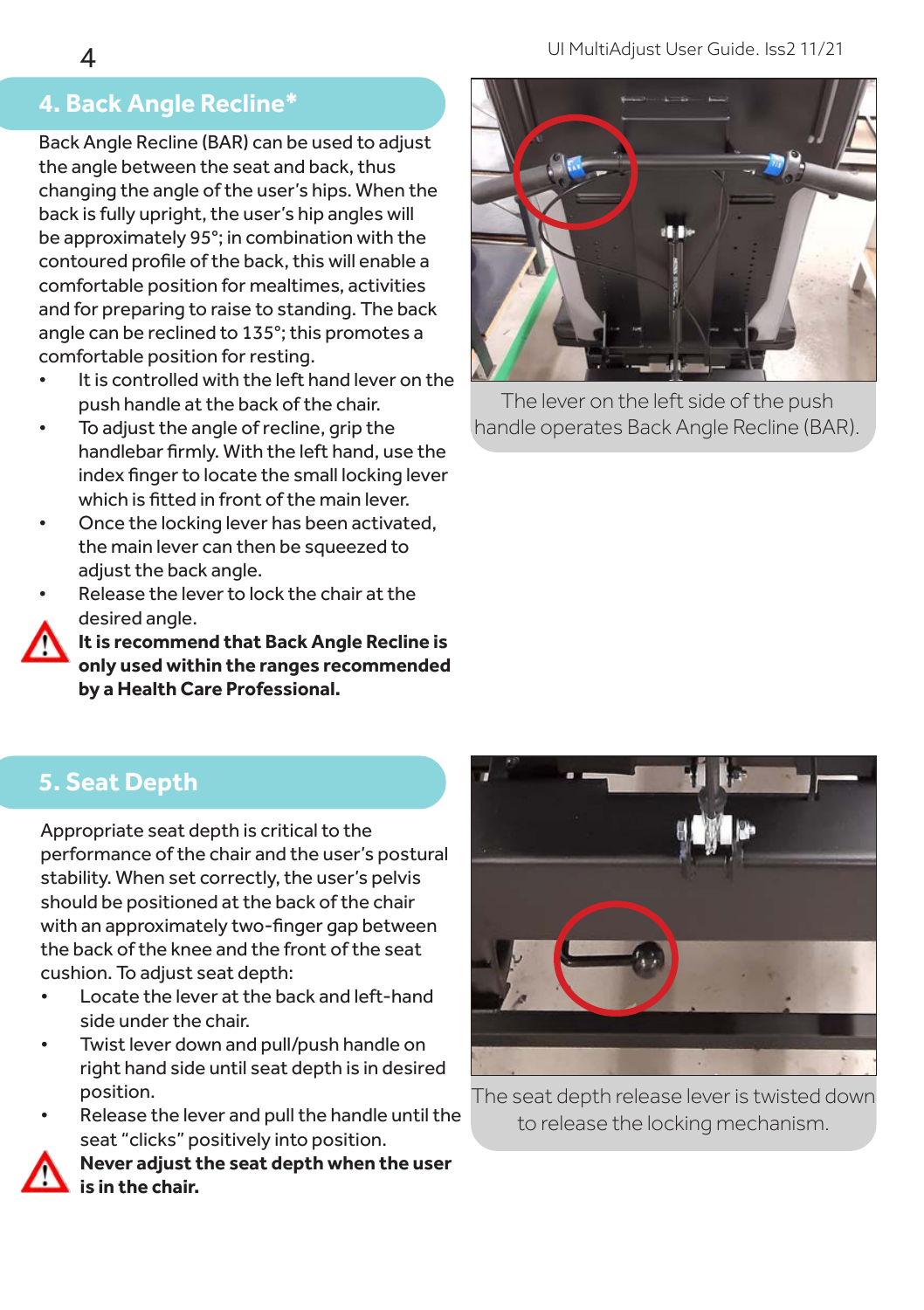## 4. Back Angle Recline*

Back Angle Recline (BAR) can be used to adjust the angle between the seat and back, thus changing the angle of the user's hips. When the back is fully upright, the user's hip angles will be approximately 95°; in combination with the contoured profile of the back, this will enable a comfortable position for mealtimes, activities and for preparing to raise to standing. The back angle can be reclined to 135°; this promotes a comfortable position for resting.

- It is controlled with the left hand lever on the push handle at the back of the chair.
- To adjust the angle of recline, grip the handlebar firmly. With the left hand, use the index finger to locate the small locking lever which is fitted in front of the main lever.
- Once the locking lever has been activated, the main lever can then be squeezed to adjust the back angle.
- Release the lever to lock the chair at the desired angle.

⚠ **It is recommend that Back Angle Recline is only used within the ranges recommended by a Health Care Professional.**

The lever on the left side of the push handle operates Back Angle Recline (BAR).

## 5. Seat Depth

Appropriate seat depth is critical to the performance of the chair and the user's postural stability. When set correctly, the user's pelvis should be positioned at the back of the chair with an approximately two-finger gap between the back of the knee and the front of the seat cushion. To adjust seat depth:

- Locate the lever at the back and left-hand side under the chair.
- Twist lever down and pull/push handle on right hand side until seat depth is in desired position.
- Release the lever and pull the handle until the seat "clicks" positively into position.

⚠ **Never adjust the seat depth when the user is in the chair.**

The seat depth release lever is twisted down to release the locking mechanism.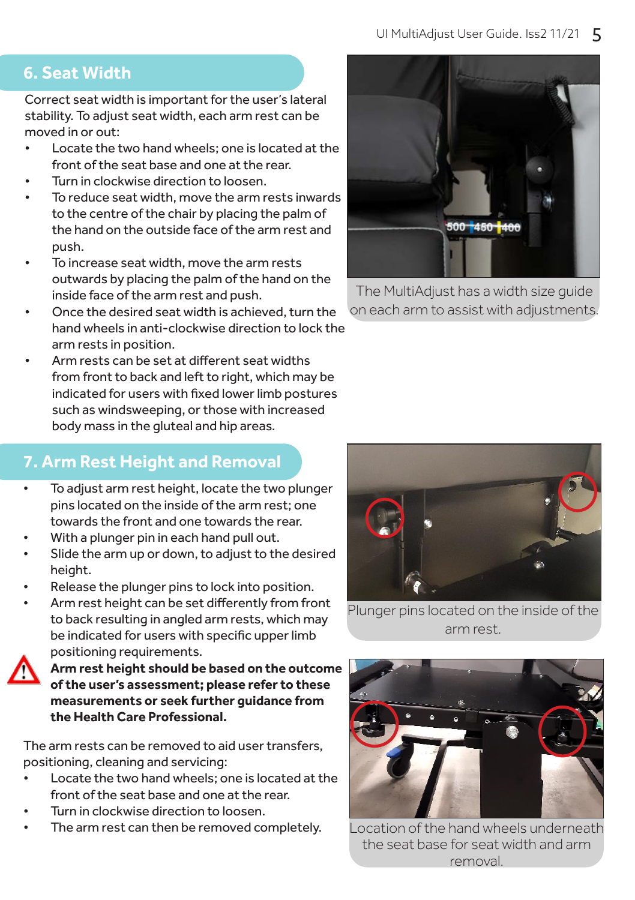## 6. Seat Width

Correct seat width is important for the user's lateral stability. To adjust seat width, each arm rest can be moved in or out:

- Locate the two hand wheels; one is located at the front of the seat base and one at the rear.
- Turn in clockwise direction to loosen.
- To reduce seat width, move the arm rests inwards to the centre of the chair by placing the palm of the hand on the outside face of the arm rest and push.
- To increase seat width, move the arm rests outwards by placing the palm of the hand on the inside face of the arm rest and push.
- Once the desired seat width is achieved, turn the hand wheels in anti-clockwise direction to lock the arm rests in position.
- Arm rests can be set at different seat widths from front to back and left to right, which may be indicated for users with fixed lower limb postures such as windsweeping, or those with increased body mass in the gluteal and hip areas.

The MultiAdjust has a width size guide on each arm to assist with adjustments.

## 7. Arm Rest Height and Removal

- To adjust arm rest height, locate the two plunger pins located on the inside of the arm rest; one towards the front and one towards the rear.
- With a plunger pin in each hand pull out.
- Slide the arm up or down, to adjust to the desired height.
- Release the plunger pins to lock into position.
- Arm rest height can be set differently from front to back resulting in angled arm rests, which may be indicated for users with specific upper limb positioning requirements.

**Arm rest height should be based on the outcome of the user's assessment; please refer to these measurements or seek further guidance from the Health Care Professional.**

Plunger pins located on the inside of the arm rest.

The arm rests can be removed to aid user transfers, positioning, cleaning and servicing:

- Locate the two hand wheels; one is located at the front of the seat base and one at the rear.
- Turn in clockwise direction to loosen.
- The arm rest can then be removed completely.

Location of the hand wheels underneath the seat base for seat width and arm removal.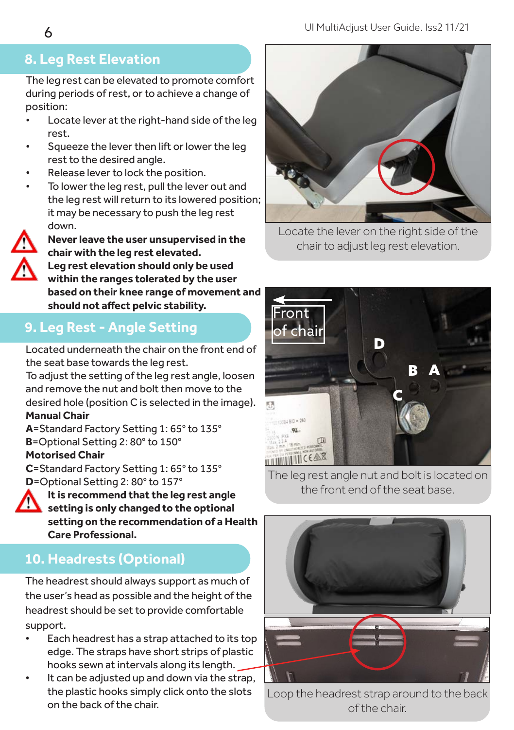## 8. Leg Rest Elevation

The leg rest can be elevated to promote comfort during periods of rest, or to achieve a change of position:

- Locate lever at the right-hand side of the leg rest.
- Squeeze the lever then lift or lower the leg rest to the desired angle.
- Release lever to lock the position.
- To lower the leg rest, pull the lever out and the leg rest will return to its lowered position; it may be necessary to push the leg rest down.

**Never leave the user unsupervised in the chair with the leg rest elevated.**

**Leg rest elevation should only be used within the ranges tolerated by the user based on their knee range of movement and should not affect pelvic stability.**

Locate the lever on the right side of the chair to adjust leg rest elevation.

## 9. Leg Rest - Angle Setting

Located underneath the chair on the front end of the seat base towards the leg rest.

To adjust the setting of the leg rest angle, loosen and remove the nut and bolt then move to the desired hole (position C is selected in the image).

**Manual Chair**

**A**=Standard Factory Setting 1: 65° to 135°

**B**=Optional Setting 2: 80° to 150°

**Motorised Chair**

**C**=Standard Factory Setting 1: 65° to 135°

**D**=Optional Setting 2: 80° to 157°

**It is recommend that the leg rest angle setting is only changed to the optional setting on the recommendation of a Health Care Professional.**

The leg rest angle nut and bolt is located on the front end of the seat base.

## 10. Headrests (Optional)

The headrest should always support as much of the user's head as possible and the height of the headrest should be set to provide comfortable support.

- Each headrest has a strap attached to its top edge. The straps have short strips of plastic hooks sewn at intervals along its length.
- It can be adjusted up and down via the strap, the plastic hooks simply click onto the slots on the back of the chair.

Loop the headrest strap around to the back of the chair.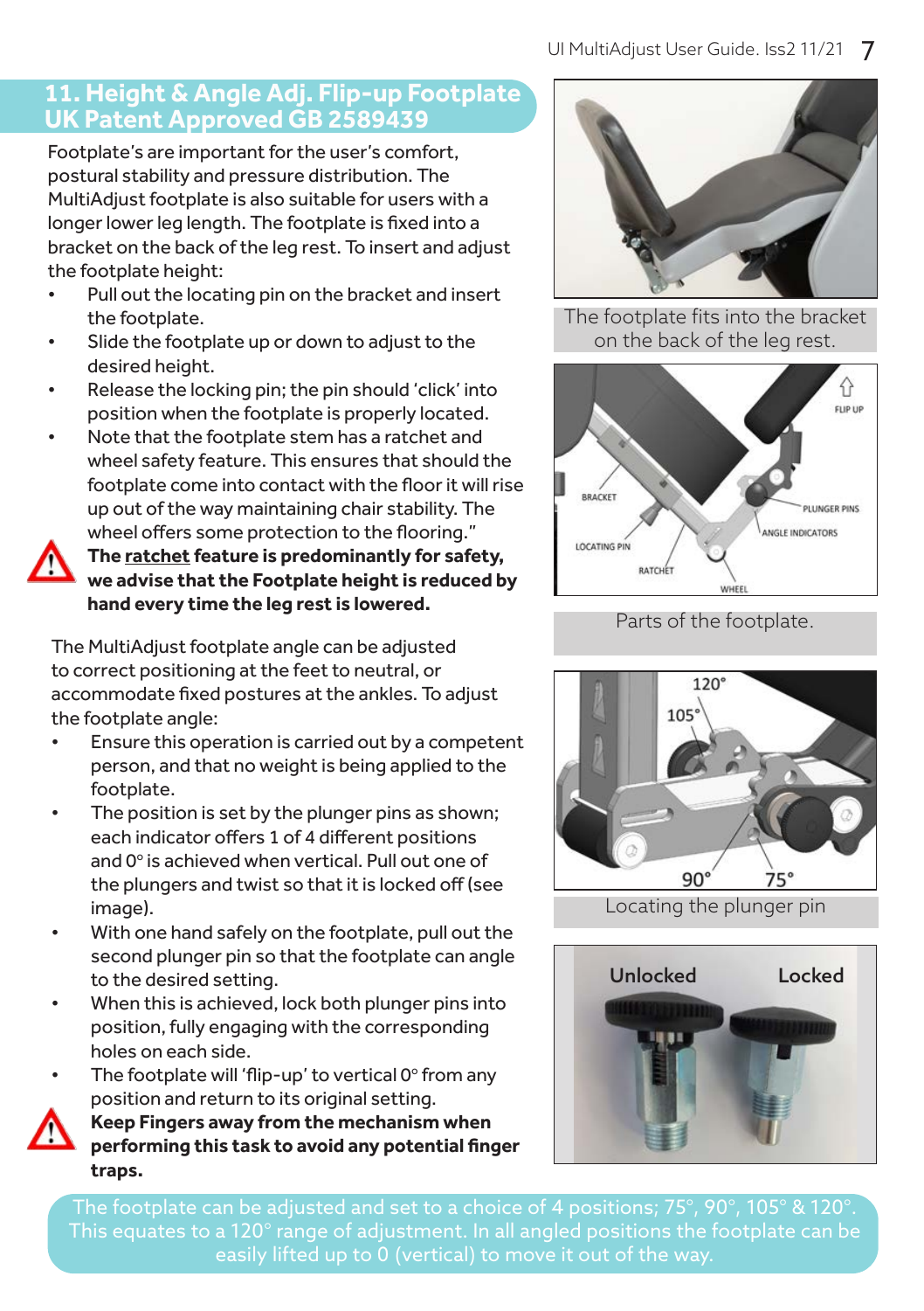## 11. Height & Angle Adj. Flip-up Footplate UK Patent Approved GB 2589439

Footplate's are important for the user's comfort, postural stability and pressure distribution. The MultiAdjust footplate is also suitable for users with a longer lower leg length. The footplate is fixed into a bracket on the back of the leg rest. To insert and adjust the footplate height:

- Pull out the locating pin on the bracket and insert the footplate.
- Slide the footplate up or down to adjust to the desired height.
- Release the locking pin; the pin should 'click' into position when the footplate is properly located.
- Note that the footplate stem has a ratchet and wheel safety feature. This ensures that should the footplate come into contact with the floor it will rise up out of the way maintaining chair stability. The wheel offers some protection to the flooring."

**The ratchet feature is predominantly for safety, we advise that the Footplate height is reduced by hand every time the leg rest is lowered.**

The MultiAdjust footplate angle can be adjusted to correct positioning at the feet to neutral, or accommodate fixed postures at the ankles. To adjust the footplate angle:

- Ensure this operation is carried out by a competent person, and that no weight is being applied to the footplate.
- The position is set by the plunger pins as shown; each indicator offers 1 of 4 different positions and 0° is achieved when vertical. Pull out one of the plungers and twist so that it is locked off (see image).
- With one hand safely on the footplate, pull out the second plunger pin so that the footplate can angle to the desired setting.
- When this is achieved, lock both plunger pins into position, fully engaging with the corresponding holes on each side.
- The footplate will 'flip-up' to vertical 0° from any position and return to its original setting.

**Keep Fingers away from the mechanism when performing this task to avoid any potential finger traps.**

The footplate fits into the bracket on the back of the leg rest.

FLIP UP, BRACKET, PLUNGER PINS, ANGLE INDICATORS, LOCATING PIN, RATCHET, WHEEL

Parts of the footplate.

120°, 105°, 90°, 75°

Locating the plunger pin

Unlocked    Locked

The footplate can be adjusted and set to a choice of 4 positions; 75°, 90°, 105° & 120°. This equates to a 120° range of adjustment. In all angled positions the footplate can be easily lifted up to 0 (vertical) to move it out of the way.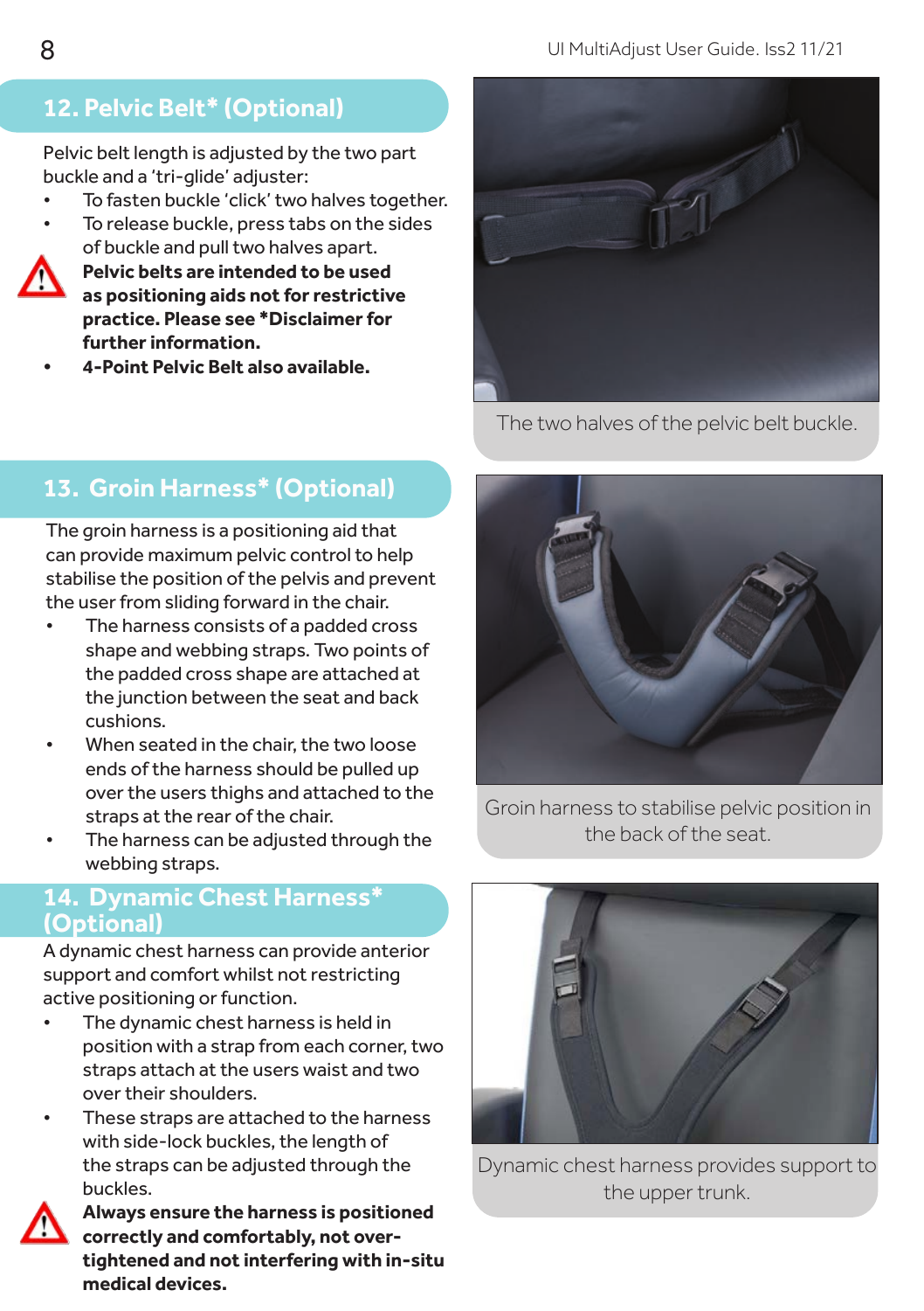## 12. Pelvic Belt* (Optional)

Pelvic belt length is adjusted by the two part buckle and a 'tri-glide' adjuster:

- To fasten buckle 'click' two halves together.
- To release buckle, press tabs on the sides of buckle and pull two halves apart.

**Pelvic belts are intended to be used as positioning aids not for restrictive practice. Please see *Disclaimer for further information.**

- **4-Point Pelvic Belt also available.**

The two halves of the pelvic belt buckle.

## 13. Groin Harness* (Optional)

The groin harness is a positioning aid that can provide maximum pelvic control to help stabilise the position of the pelvis and prevent the user from sliding forward in the chair.

- The harness consists of a padded cross shape and webbing straps. Two points of the padded cross shape are attached at the junction between the seat and back cushions.
- When seated in the chair, the two loose ends of the harness should be pulled up over the users thighs and attached to the straps at the rear of the chair.
- The harness can be adjusted through the webbing straps.

Groin harness to stabilise pelvic position in the back of the seat.

## 14. Dynamic Chest Harness* (Optional)

A dynamic chest harness can provide anterior support and comfort whilst not restricting active positioning or function.

- The dynamic chest harness is held in position with a strap from each corner, two straps attach at the users waist and two over their shoulders.
- These straps are attached to the harness with side-lock buckles, the length of the straps can be adjusted through the buckles.

**Always ensure the harness is positioned correctly and comfortably, not over-tightened and not interfering with in-situ medical devices.**

Dynamic chest harness provides support to the upper trunk.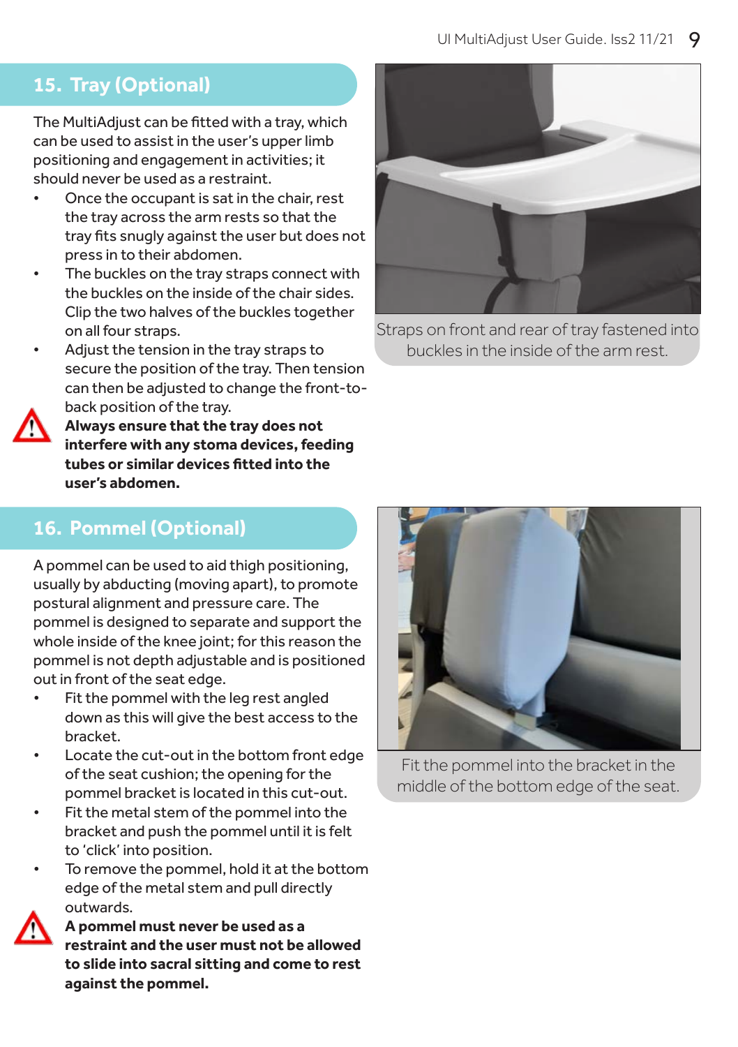## 15. Tray (Optional)

The MultiAdjust can be fitted with a tray, which can be used to assist in the user's upper limb positioning and engagement in activities; it should never be used as a restraint.

- Once the occupant is sat in the chair, rest the tray across the arm rests so that the tray fits snugly against the user but does not press in to their abdomen.
- The buckles on the tray straps connect with the buckles on the inside of the chair sides. Clip the two halves of the buckles together on all four straps.
- Adjust the tension in the tray straps to secure the position of the tray. Then tension can then be adjusted to change the front-to-back position of the tray.

⚠ **Always ensure that the tray does not interfere with any stoma devices, feeding tubes or similar devices fitted into the user's abdomen.**

Straps on front and rear of tray fastened into buckles in the inside of the arm rest.

## 16. Pommel (Optional)

A pommel can be used to aid thigh positioning, usually by abducting (moving apart), to promote postural alignment and pressure care. The pommel is designed to separate and support the whole inside of the knee joint; for this reason the pommel is not depth adjustable and is positioned out in front of the seat edge.

- Fit the pommel with the leg rest angled down as this will give the best access to the bracket.
- Locate the cut-out in the bottom front edge of the seat cushion; the opening for the pommel bracket is located in this cut-out.
- Fit the metal stem of the pommel into the bracket and push the pommel until it is felt to 'click' into position.
- To remove the pommel, hold it at the bottom edge of the metal stem and pull directly outwards.

⚠ **A pommel must never be used as a restraint and the user must not be allowed to slide into sacral sitting and come to rest against the pommel.**

Fit the pommel into the bracket in the middle of the bottom edge of the seat.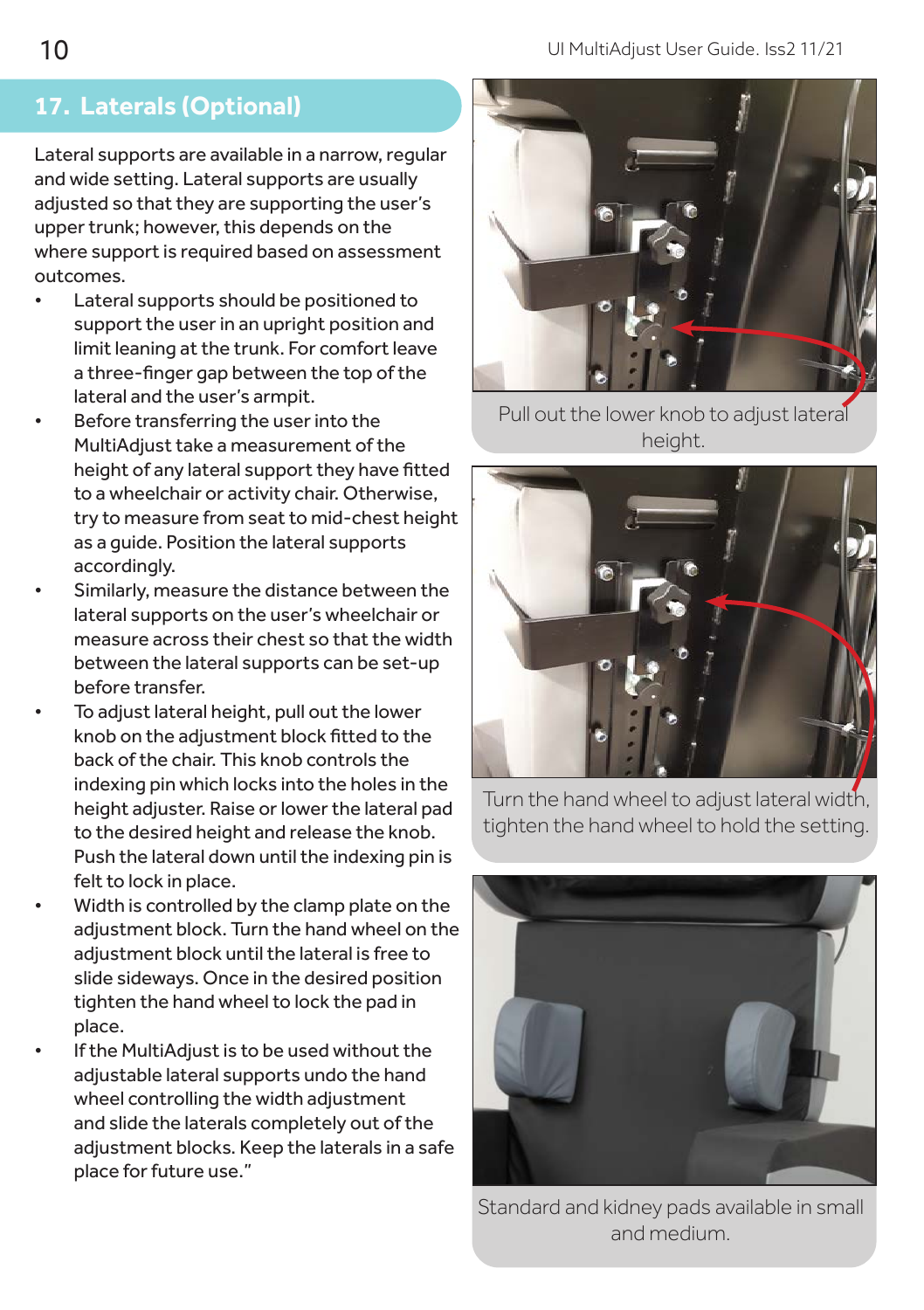## 17. Laterals (Optional)

Lateral supports are available in a narrow, regular and wide setting. Lateral supports are usually adjusted so that they are supporting the user's upper trunk; however, this depends on the where support is required based on assessment outcomes.

- Lateral supports should be positioned to support the user in an upright position and limit leaning at the trunk. For comfort leave a three-finger gap between the top of the lateral and the user's armpit.
- Before transferring the user into the MultiAdjust take a measurement of the height of any lateral support they have fitted to a wheelchair or activity chair. Otherwise, try to measure from seat to mid-chest height as a guide. Position the lateral supports accordingly.
- Similarly, measure the distance between the lateral supports on the user's wheelchair or measure across their chest so that the width between the lateral supports can be set-up before transfer.
- To adjust lateral height, pull out the lower knob on the adjustment block fitted to the back of the chair. This knob controls the indexing pin which locks into the holes in the height adjuster. Raise or lower the lateral pad to the desired height and release the knob. Push the lateral down until the indexing pin is felt to lock in place.
- Width is controlled by the clamp plate on the adjustment block. Turn the hand wheel on the adjustment block until the lateral is free to slide sideways. Once in the desired position tighten the hand wheel to lock the pad in place.
- If the MultiAdjust is to be used without the adjustable lateral supports undo the hand wheel controlling the width adjustment and slide the laterals completely out of the adjustment blocks. Keep the laterals in a safe place for future use."

Pull out the lower knob to adjust lateral height.

Turn the hand wheel to adjust lateral width, tighten the hand wheel to hold the setting.

Standard and kidney pads available in small and medium.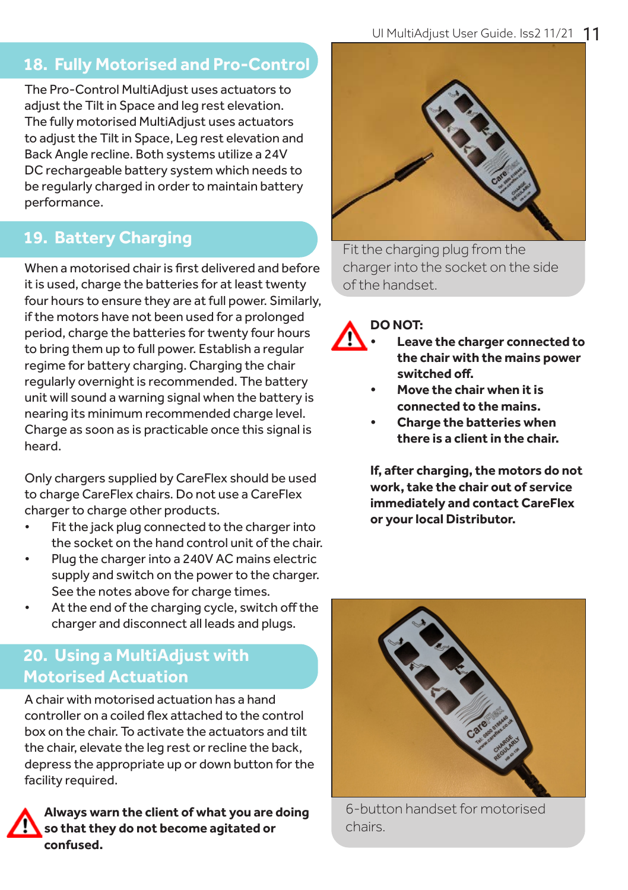## 18. Fully Motorised and Pro-Control

The Pro-Control MultiAdjust uses actuators to adjust the Tilt in Space and leg rest elevation. The fully motorised MultiAdjust uses actuators to adjust the Tilt in Space, Leg rest elevation and Back Angle recline. Both systems utilize a 24V DC rechargeable battery system which needs to be regularly charged in order to maintain battery performance.

## 19. Battery Charging

When a motorised chair is first delivered and before it is used, charge the batteries for at least twenty four hours to ensure they are at full power. Similarly, if the motors have not been used for a prolonged period, charge the batteries for twenty four hours to bring them up to full power. Establish a regular regime for battery charging. Charging the chair regularly overnight is recommended. The battery unit will sound a warning signal when the battery is nearing its minimum recommended charge level. Charge as soon as is practicable once this signal is heard.

Only chargers supplied by CareFlex should be used to charge CareFlex chairs. Do not use a CareFlex charger to charge other products.

- Fit the jack plug connected to the charger into the socket on the hand control unit of the chair.
- Plug the charger into a 240V AC mains electric supply and switch on the power to the charger. See the notes above for charge times.
- At the end of the charging cycle, switch off the charger and disconnect all leads and plugs.

## 20. Using a MultiAdjust with Motorised Actuation

A chair with motorised actuation has a hand controller on a coiled flex attached to the control box on the chair. To activate the actuators and tilt the chair, elevate the leg rest or recline the back, depress the appropriate up or down button for the facility required.

**Always warn the client of what you are doing so that they do not become agitated or confused.**

Fit the charging plug from the charger into the socket on the side of the handset.

**DO NOT:**

- **Leave the charger connected to the chair with the mains power switched off.**
- **Move the chair when it is connected to the mains.**
- **Charge the batteries when there is a client in the chair.**

**If, after charging, the motors do not work, take the chair out of service immediately and contact CareFlex or your local Distributor.**

6-button handset for motorised chairs.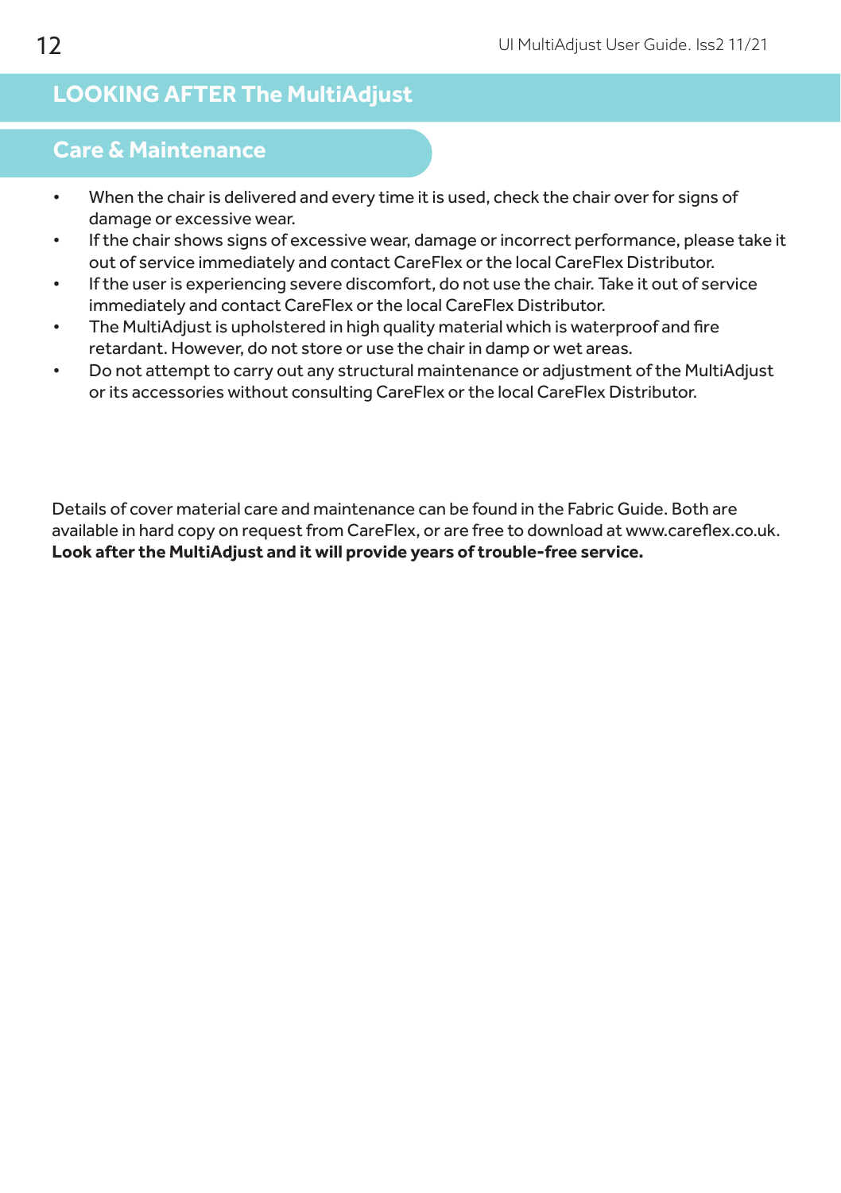# LOOKING AFTER The MultiAdjust

## Care & Maintenance

- When the chair is delivered and every time it is used, check the chair over for signs of damage or excessive wear.
- If the chair shows signs of excessive wear, damage or incorrect performance, please take it out of service immediately and contact CareFlex or the local CareFlex Distributor.
- If the user is experiencing severe discomfort, do not use the chair. Take it out of service immediately and contact CareFlex or the local CareFlex Distributor.
- The MultiAdjust is upholstered in high quality material which is waterproof and fire retardant. However, do not store or use the chair in damp or wet areas.
- Do not attempt to carry out any structural maintenance or adjustment of the MultiAdjust or its accessories without consulting CareFlex or the local CareFlex Distributor.

Details of cover material care and maintenance can be found in the Fabric Guide. Both are available in hard copy on request from CareFlex, or are free to download at www.careflex.co.uk.
**Look after the MultiAdjust and it will provide years of trouble-free service.**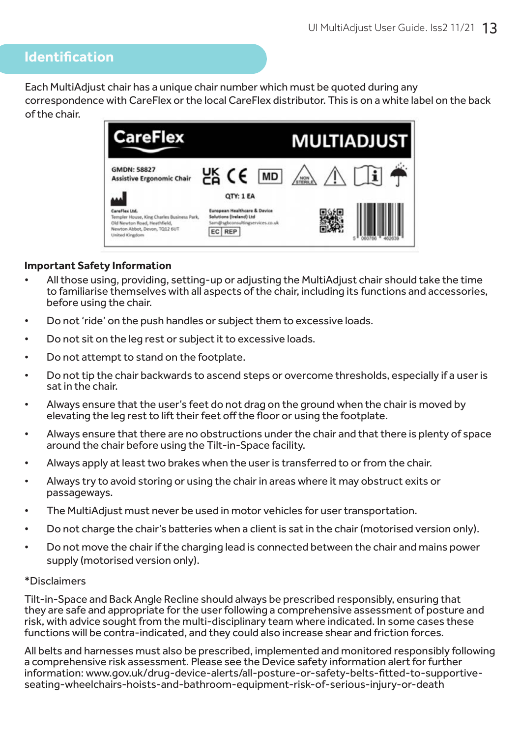## Identification

Each MultiAdjust chair has a unique chair number which must be quoted during any correspondence with CareFlex or the local CareFlex distributor. This is on a white label on the back of the chair.

CareFlex MULTIADJUST

GMDN: 58827
Assistive Ergonomic Chair

QTY: 1 EA

CareFlex Ltd,
Templer House, King Charles Business Park,
Old Newton Road, Heathfield,
Newton Abbot, Devon, TQ12 6UT
United Kingdom

European Healthcare & Device Solutions (Ireland) Ltd
Sam@sgbconsultingservices.co.uk

EC REP

5 060706 462639

**Important Safety Information**

- All those using, providing, setting-up or adjusting the MultiAdjust chair should take the time to familiarise themselves with all aspects of the chair, including its functions and accessories, before using the chair.
- Do not 'ride' on the push handles or subject them to excessive loads.
- Do not sit on the leg rest or subject it to excessive loads.
- Do not attempt to stand on the footplate.
- Do not tip the chair backwards to ascend steps or overcome thresholds, especially if a user is sat in the chair.
- Always ensure that the user's feet do not drag on the ground when the chair is moved by elevating the leg rest to lift their feet off the floor or using the footplate.
- Always ensure that there are no obstructions under the chair and that there is plenty of space around the chair before using the Tilt-in-Space facility.
- Always apply at least two brakes when the user is transferred to or from the chair.
- Always try to avoid storing or using the chair in areas where it may obstruct exits or passageways.
- The MultiAdjust must never be used in motor vehicles for user transportation.
- Do not charge the chair's batteries when a client is sat in the chair (motorised version only).
- Do not move the chair if the charging lead is connected between the chair and mains power supply (motorised version only).

*Disclaimers

Tilt-in-Space and Back Angle Recline should always be prescribed responsibly, ensuring that they are safe and appropriate for the user following a comprehensive assessment of posture and risk, with advice sought from the multi-disciplinary team where indicated. In some cases these functions will be contra-indicated, and they could also increase shear and friction forces.

All belts and harnesses must also be prescribed, implemented and monitored responsibly following a comprehensive risk assessment. Please see the Device safety information alert for further information: www.gov.uk/drug-device-alerts/all-posture-or-safety-belts-fitted-to-supportive-seating-wheelchairs-hoists-and-bathroom-equipment-risk-of-serious-injury-or-death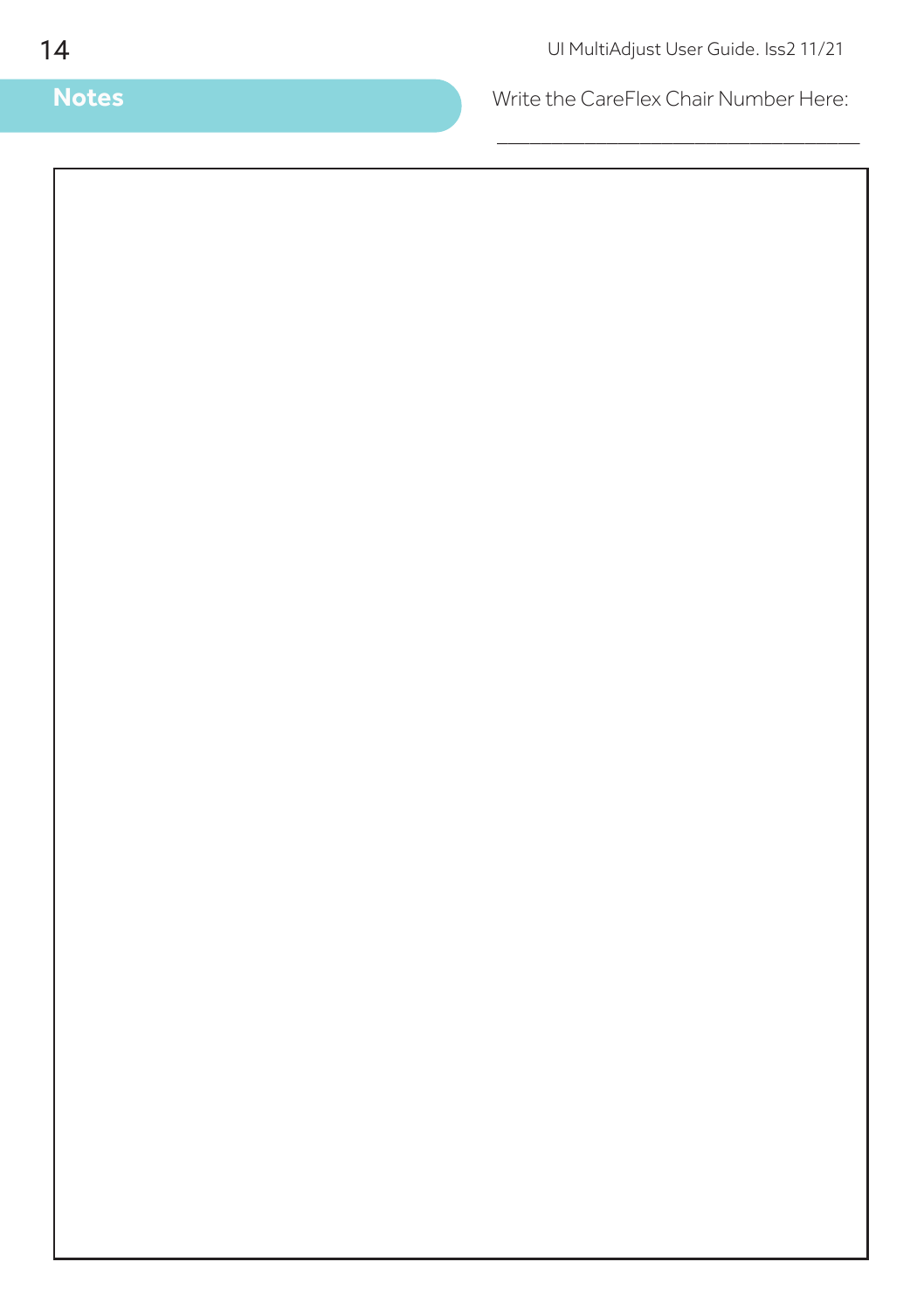## Notes

Write the CareFlex Chair Number Here:

\_\_\_\_\_\_\_\_\_\_\_\_\_\_\_\_\_\_\_\_\_\_\_\_\_\_\_\_\_\_\_\_\_\_\_\_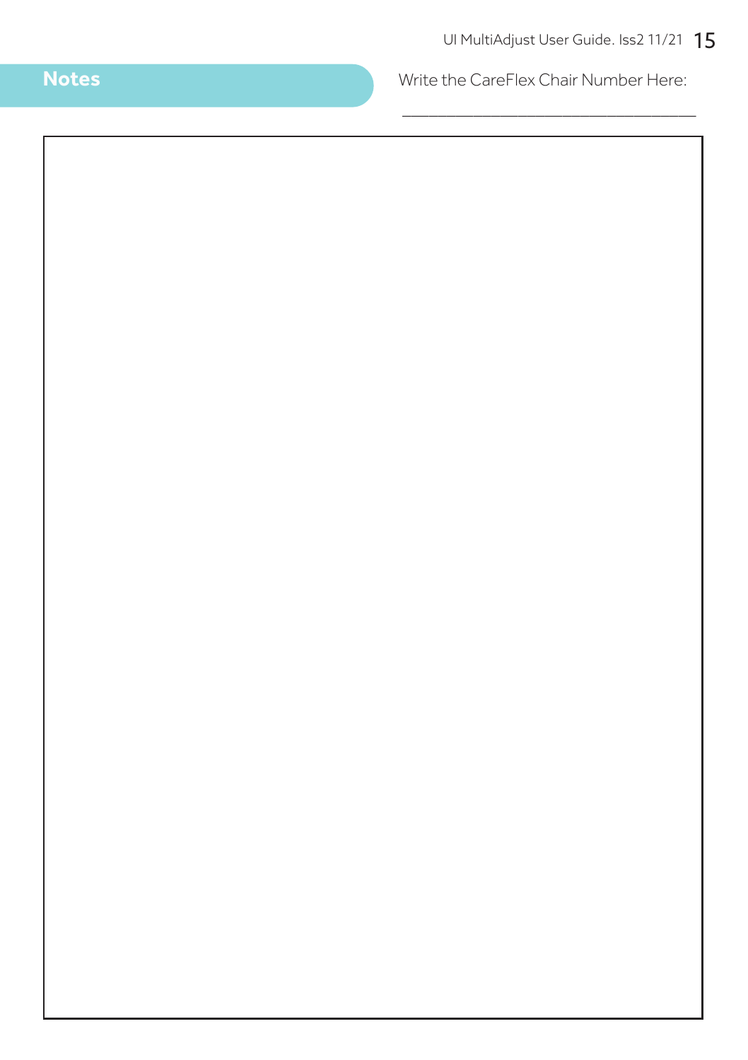## Notes

Write the CareFlex Chair Number Here:

___________________________________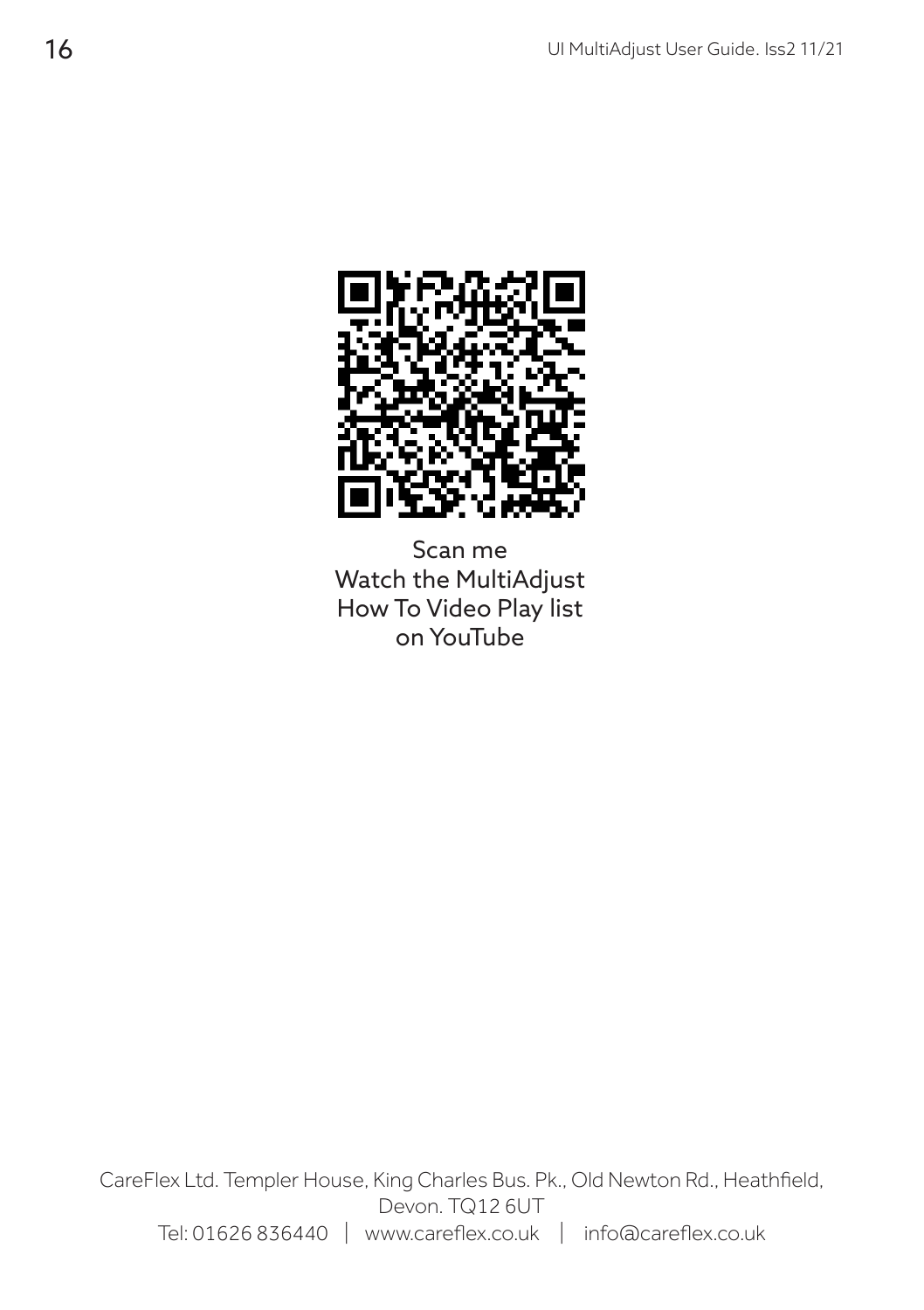Scan me
Watch the MultiAdjust
How To Video Play list
on YouTube

CareFlex Ltd. Templer House, King Charles Bus. Pk., Old Newton Rd., Heathfield, Devon. TQ12 6UT
Tel: 01626 836440 | www.careflex.co.uk | info@careflex.co.uk